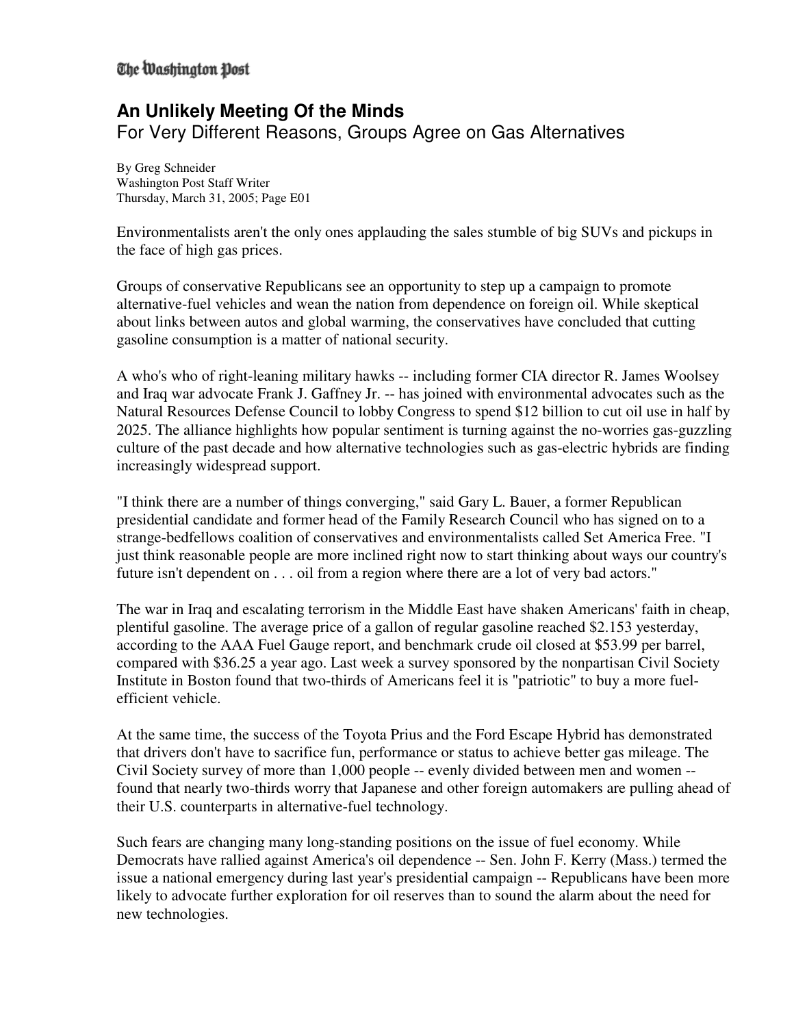The Washington Post

# An Unlikely Meeting Of the Minds

## For Very Different Reasons, Groups Agree on Gas Alternatives

By Greg Schneider
Washington Post Staff Writer
Thursday, March 31, 2005; Page E01

Environmentalists aren't the only ones applauding the sales stumble of big SUVs and pickups in the face of high gas prices.

Groups of conservative Republicans see an opportunity to step up a campaign to promote alternative-fuel vehicles and wean the nation from dependence on foreign oil. While skeptical about links between autos and global warming, the conservatives have concluded that cutting gasoline consumption is a matter of national security.

A who's who of right-leaning military hawks -- including former CIA director R. James Woolsey and Iraq war advocate Frank J. Gaffney Jr. -- has joined with environmental advocates such as the Natural Resources Defense Council to lobby Congress to spend $12 billion to cut oil use in half by 2025. The alliance highlights how popular sentiment is turning against the no-worries gas-guzzling culture of the past decade and how alternative technologies such as gas-electric hybrids are finding increasingly widespread support.

"I think there are a number of things converging," said Gary L. Bauer, a former Republican presidential candidate and former head of the Family Research Council who has signed on to a strange-bedfellows coalition of conservatives and environmentalists called Set America Free. "I just think reasonable people are more inclined right now to start thinking about ways our country's future isn't dependent on . . . oil from a region where there are a lot of very bad actors."

The war in Iraq and escalating terrorism in the Middle East have shaken Americans' faith in cheap, plentiful gasoline. The average price of a gallon of regular gasoline reached $2.153 yesterday, according to the AAA Fuel Gauge report, and benchmark crude oil closed at $53.99 per barrel, compared with $36.25 a year ago. Last week a survey sponsored by the nonpartisan Civil Society Institute in Boston found that two-thirds of Americans feel it is "patriotic" to buy a more fuel-efficient vehicle.

At the same time, the success of the Toyota Prius and the Ford Escape Hybrid has demonstrated that drivers don't have to sacrifice fun, performance or status to achieve better gas mileage. The Civil Society survey of more than 1,000 people -- evenly divided between men and women -- found that nearly two-thirds worry that Japanese and other foreign automakers are pulling ahead of their U.S. counterparts in alternative-fuel technology.

Such fears are changing many long-standing positions on the issue of fuel economy. While Democrats have rallied against America's oil dependence -- Sen. John F. Kerry (Mass.) termed the issue a national emergency during last year's presidential campaign -- Republicans have been more likely to advocate further exploration for oil reserves than to sound the alarm about the need for new technologies.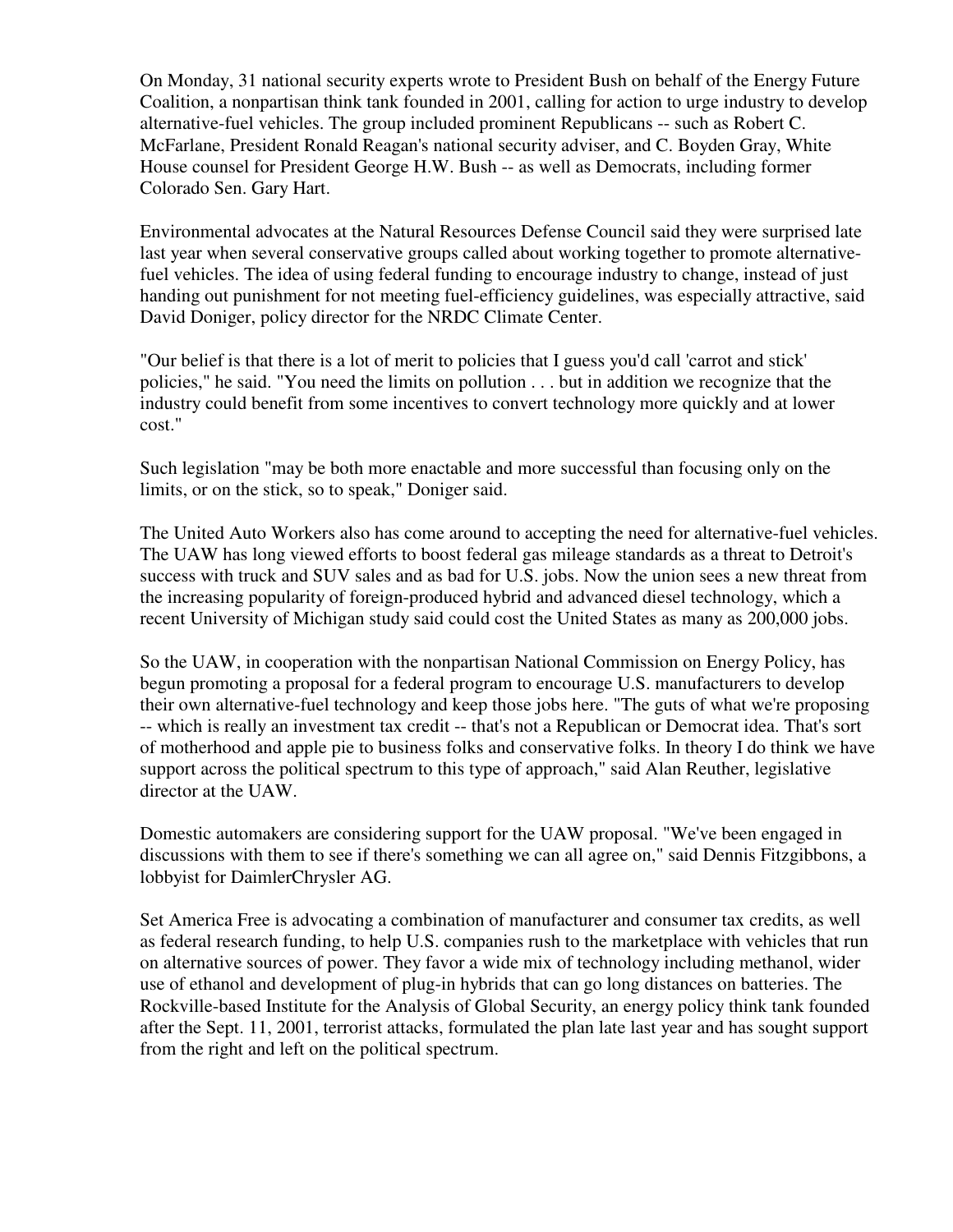On Monday, 31 national security experts wrote to President Bush on behalf of the Energy Future Coalition, a nonpartisan think tank founded in 2001, calling for action to urge industry to develop alternative-fuel vehicles. The group included prominent Republicans -- such as Robert C. McFarlane, President Ronald Reagan's national security adviser, and C. Boyden Gray, White House counsel for President George H.W. Bush -- as well as Democrats, including former Colorado Sen. Gary Hart.

Environmental advocates at the Natural Resources Defense Council said they were surprised late last year when several conservative groups called about working together to promote alternative-fuel vehicles. The idea of using federal funding to encourage industry to change, instead of just handing out punishment for not meeting fuel-efficiency guidelines, was especially attractive, said David Doniger, policy director for the NRDC Climate Center.

"Our belief is that there is a lot of merit to policies that I guess you'd call 'carrot and stick' policies," he said. "You need the limits on pollution . . . but in addition we recognize that the industry could benefit from some incentives to convert technology more quickly and at lower cost."

Such legislation "may be both more enactable and more successful than focusing only on the limits, or on the stick, so to speak," Doniger said.

The United Auto Workers also has come around to accepting the need for alternative-fuel vehicles. The UAW has long viewed efforts to boost federal gas mileage standards as a threat to Detroit's success with truck and SUV sales and as bad for U.S. jobs. Now the union sees a new threat from the increasing popularity of foreign-produced hybrid and advanced diesel technology, which a recent University of Michigan study said could cost the United States as many as 200,000 jobs.

So the UAW, in cooperation with the nonpartisan National Commission on Energy Policy, has begun promoting a proposal for a federal program to encourage U.S. manufacturers to develop their own alternative-fuel technology and keep those jobs here. "The guts of what we're proposing -- which is really an investment tax credit -- that's not a Republican or Democrat idea. That's sort of motherhood and apple pie to business folks and conservative folks. In theory I do think we have support across the political spectrum to this type of approach," said Alan Reuther, legislative director at the UAW.

Domestic automakers are considering support for the UAW proposal. "We've been engaged in discussions with them to see if there's something we can all agree on," said Dennis Fitzgibbons, a lobbyist for DaimlerChrysler AG.

Set America Free is advocating a combination of manufacturer and consumer tax credits, as well as federal research funding, to help U.S. companies rush to the marketplace with vehicles that run on alternative sources of power. They favor a wide mix of technology including methanol, wider use of ethanol and development of plug-in hybrids that can go long distances on batteries. The Rockville-based Institute for the Analysis of Global Security, an energy policy think tank founded after the Sept. 11, 2001, terrorist attacks, formulated the plan late last year and has sought support from the right and left on the political spectrum.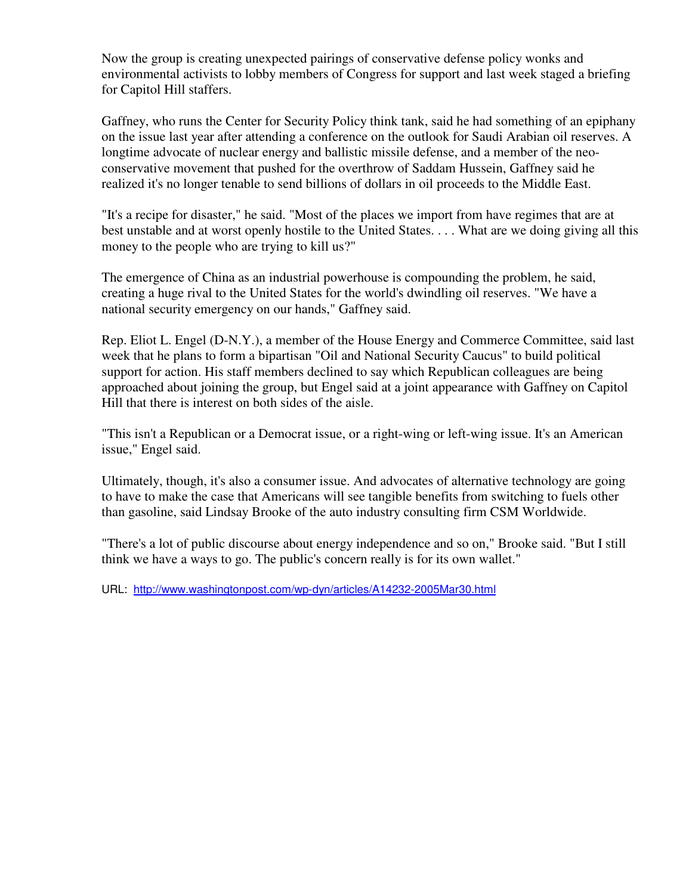Now the group is creating unexpected pairings of conservative defense policy wonks and environmental activists to lobby members of Congress for support and last week staged a briefing for Capitol Hill staffers.

Gaffney, who runs the Center for Security Policy think tank, said he had something of an epiphany on the issue last year after attending a conference on the outlook for Saudi Arabian oil reserves. A longtime advocate of nuclear energy and ballistic missile defense, and a member of the neo-conservative movement that pushed for the overthrow of Saddam Hussein, Gaffney said he realized it's no longer tenable to send billions of dollars in oil proceeds to the Middle East.

"It's a recipe for disaster," he said. "Most of the places we import from have regimes that are at best unstable and at worst openly hostile to the United States. . . . What are we doing giving all this money to the people who are trying to kill us?"

The emergence of China as an industrial powerhouse is compounding the problem, he said, creating a huge rival to the United States for the world's dwindling oil reserves. "We have a national security emergency on our hands," Gaffney said.

Rep. Eliot L. Engel (D-N.Y.), a member of the House Energy and Commerce Committee, said last week that he plans to form a bipartisan "Oil and National Security Caucus" to build political support for action. His staff members declined to say which Republican colleagues are being approached about joining the group, but Engel said at a joint appearance with Gaffney on Capitol Hill that there is interest on both sides of the aisle.

"This isn't a Republican or a Democrat issue, or a right-wing or left-wing issue. It's an American issue," Engel said.

Ultimately, though, it's also a consumer issue. And advocates of alternative technology are going to have to make the case that Americans will see tangible benefits from switching to fuels other than gasoline, said Lindsay Brooke of the auto industry consulting firm CSM Worldwide.

"There's a lot of public discourse about energy independence and so on," Brooke said. "But I still think we have a ways to go. The public's concern really is for its own wallet."

URL: http://www.washingtonpost.com/wp-dyn/articles/A14232-2005Mar30.html